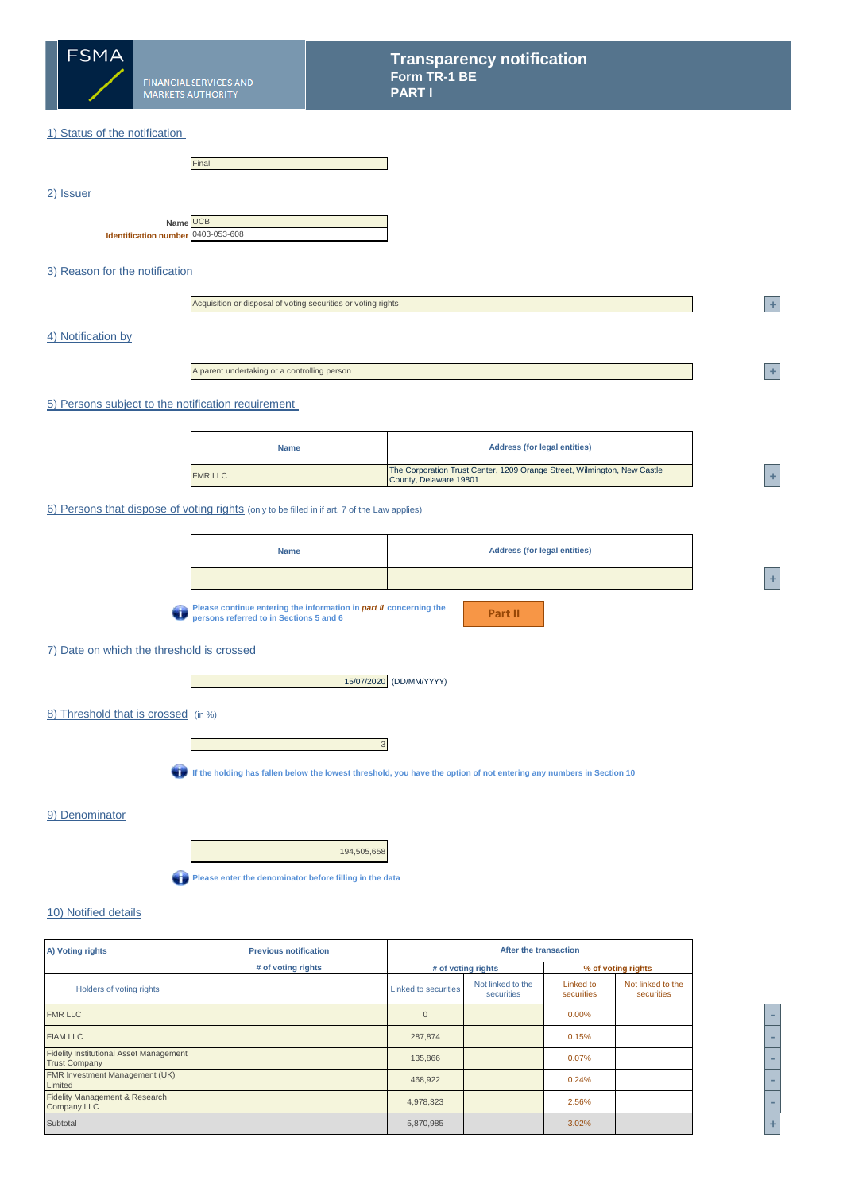FSMA

FINANCIAL SERVICES AND MARKETS AUTHORITY

# Transparency notification
**Form TR-1 BE**
**PART I**

## 1) Status of the notification

Final

## 2) Issuer

| | |
|---|---|
| Name | UCB |
| Identification number | 0403-053-608 |

## 3) Reason for the notification

Acquisition or disposal of voting securities or voting rights

## 4) Notification by

A parent undertaking or a controlling person

## 5) Persons subject to the notification requirement

| Name | Address (for legal entities) |
|---|---|
| FMR LLC | The Corporation Trust Center, 1209 Orange Street, Wilmington, New Castle County, Delaware 19801 |

## 6) Persons that dispose of voting rights (only to be filled in if art. 7 of the Law applies)

| Name | Address (for legal entities) |
|---|---|
| | |

**Please continue entering the information in *part II* concerning the persons referred to in Sections 5 and 6**

Part II

## 7) Date on which the threshold is crossed

15/07/2020 (DD/MM/YYYY)

## 8) Threshold that is crossed (in %)

3

**If the holding has fallen below the lowest threshold, you have the option of not entering any numbers in Section 10**

## 9) Denominator

194,505,658

**Please enter the denominator before filling in the data**

## 10) Notified details

| A) Voting rights | Previous notification | After the transaction | | | |
|---|---|---|---|---|---|
| | # of voting rights | # of voting rights | | % of voting rights | |
| Holders of voting rights | | Linked to securities | Not linked to the securities | Linked to securities | Not linked to the securities |
| FMR LLC | | 0 | | 0.00% | |
| FIAM LLC | | 287,874 | | 0.15% | |
| Fidelity Institutional Asset Management Trust Company | | 135,866 | | 0.07% | |
| FMR Investment Management (UK) Limited | | 468,922 | | 0.24% | |
| Fidelity Management & Research Company LLC | | 4,978,323 | | 2.56% | |
| Subtotal | | 5,870,985 | | 3.02% | |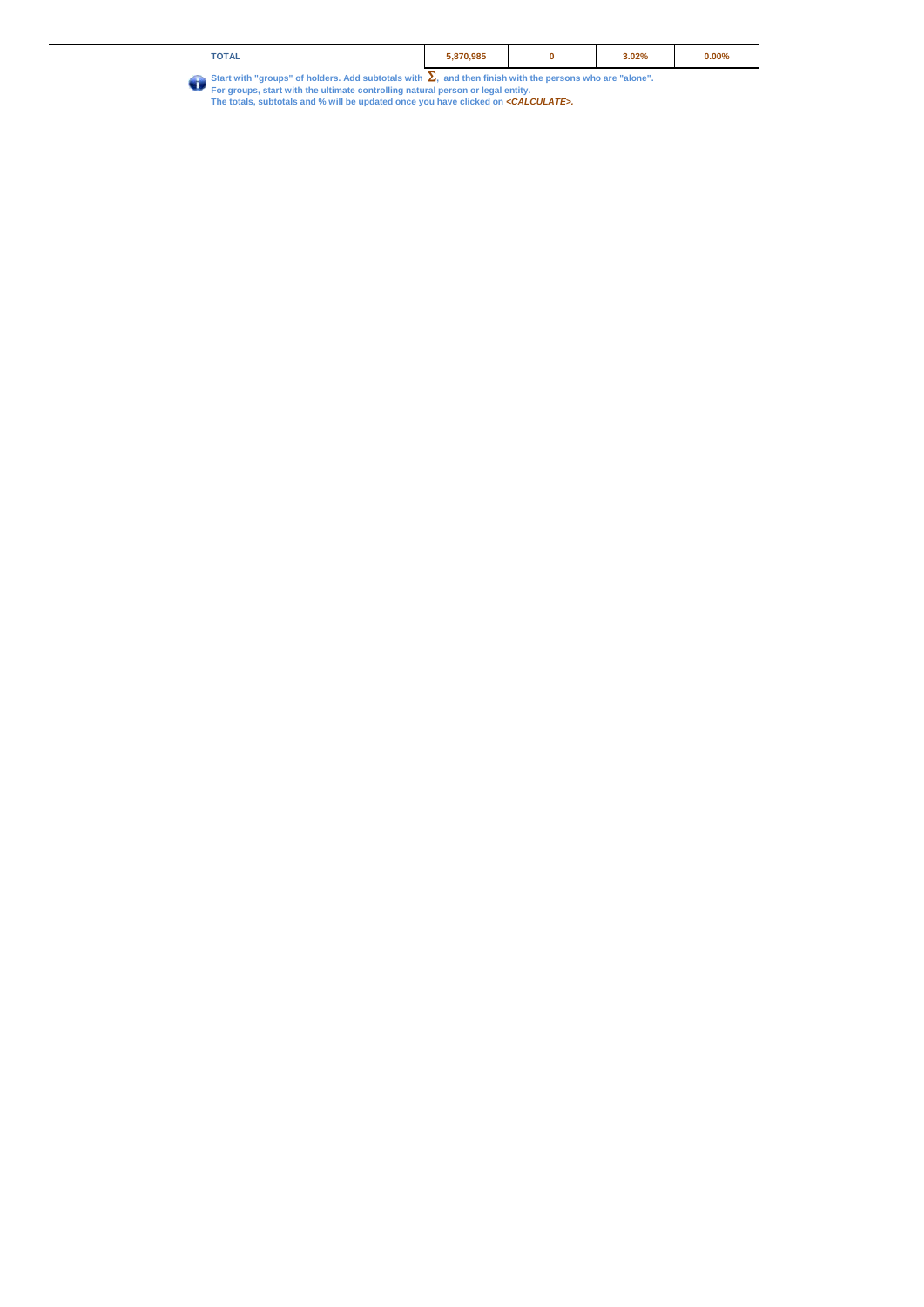| TOTAL | 5,870,985 | 0 | 3.02% | 0.00% |
|---|---|---|---|---|

Start with "groups" of holders. Add subtotals with $\Sigma$, and then finish with the persons who are "alone".
For groups, start with the ultimate controlling natural person or legal entity.
The totals, subtotals and % will be updated once you have clicked on *<CALCULATE>*.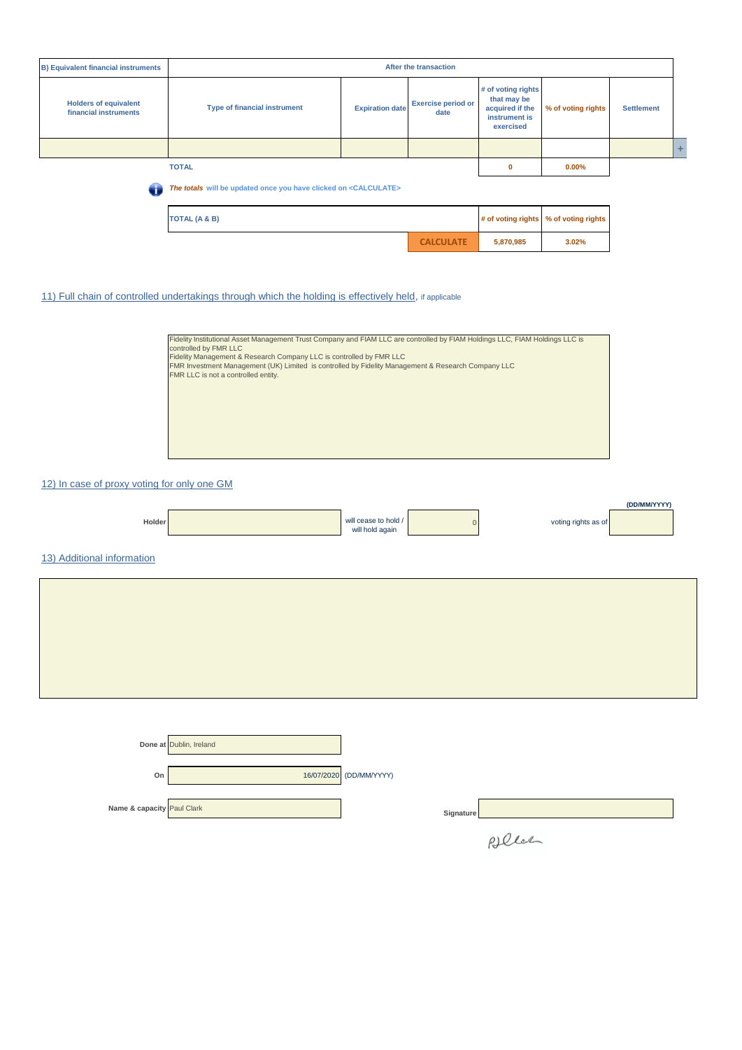| B) Equivalent financial instruments | After the transaction | | | | | |
|---|---|---|---|---|---|---|
| Holders of equivalent financial instruments | Type of financial instrument | Expiration date | Exercise period or date | # of voting rights that may be acquired if the instrument is exercised | % of voting rights | Settlement |
| | | | | | | |
| | TOTAL | | | 0 | 0.00% | |

*The totals* will be updated once you have clicked on <CALCULATE>

| TOTAL (A & B) | | # of voting rights | % of voting rights |
|---|---|---|---|
| | CALCULATE | 5,870,985 | 3.02% |

## 11) Full chain of controlled undertakings through which the holding is effectively held, if applicable

Fidelity Institutional Asset Management Trust Company and FIAM LLC are controlled by FIAM Holdings LLC, FIAM Holdings LLC is controlled by FMR LLC
Fidelity Management & Research Company LLC is controlled by FMR LLC
FMR Investment Management (UK) Limited is controlled by Fidelity Management & Research Company LLC
FMR LLC is not a controlled entity.

## 12) In case of proxy voting for only one GM

| | | | | | (DD/MM/YYYY) |
|---|---|---|---|---|---|
| Holder | | will cease to hold / will hold again | 0 | voting rights as of | |

## 13) Additional information

Done at: Dublin, Ireland

On: 16/07/2020 (DD/MM/YYYY)

Name & capacity: Paul Clark

Signature